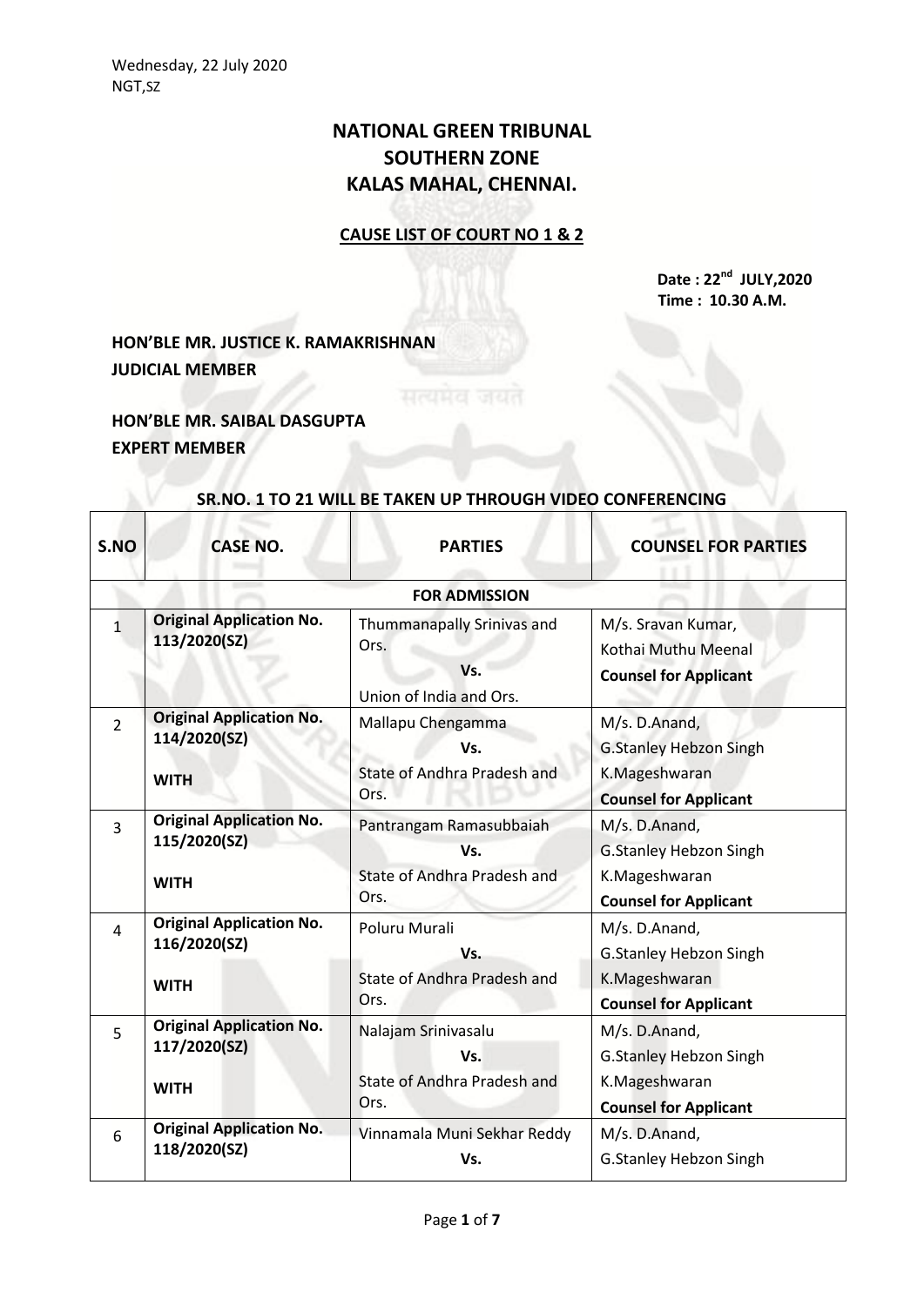Wednesday, 22 July 2020
NGT,SZ

# NATIONAL GREEN TRIBUNAL
# SOUTHERN ZONE
# KALAS MAHAL, CHENNAI.

**CAUSE LIST OF COURT NO 1 & 2**

**Date : 22nd JULY,2020**
**Time : 10.30 A.M.**

**HON'BLE MR. JUSTICE K. RAMAKRISHNAN**
**JUDICIAL MEMBER**

**HON'BLE MR. SAIBAL DASGUPTA**
**EXPERT MEMBER**

**SR.NO. 1 TO 21 WILL BE TAKEN UP THROUGH VIDEO CONFERENCING**

| S.NO | CASE NO. | PARTIES | COUNSEL FOR PARTIES |
|---|---|---|---|
| | | **FOR ADMISSION** | |
| 1 | **Original Application No. 113/2020(SZ)** | Thummanapally Srinivas and Ors. **Vs.** Union of India and Ors. | M/s. Sravan Kumar, Kothai Muthu Meenal **Counsel for Applicant** |
| 2 | **Original Application No. 114/2020(SZ)** **WITH** | Mallapu Chengamma **Vs.** State of Andhra Pradesh and Ors. | M/s. D.Anand, G.Stanley Hebzon Singh K.Mageshwaran **Counsel for Applicant** |
| 3 | **Original Application No. 115/2020(SZ)** **WITH** | Pantrangam Ramasubbaiah **Vs.** State of Andhra Pradesh and Ors. | M/s. D.Anand, G.Stanley Hebzon Singh K.Mageshwaran **Counsel for Applicant** |
| 4 | **Original Application No. 116/2020(SZ)** **WITH** | Poluru Murali **Vs.** State of Andhra Pradesh and Ors. | M/s. D.Anand, G.Stanley Hebzon Singh K.Mageshwaran **Counsel for Applicant** |
| 5 | **Original Application No. 117/2020(SZ)** **WITH** | Nalajam Srinivasalu **Vs.** State of Andhra Pradesh and Ors. | M/s. D.Anand, G.Stanley Hebzon Singh K.Mageshwaran **Counsel for Applicant** |
| 6 | **Original Application No. 118/2020(SZ)** | Vinnamala Muni Sekhar Reddy **Vs.** | M/s. D.Anand, G.Stanley Hebzon Singh |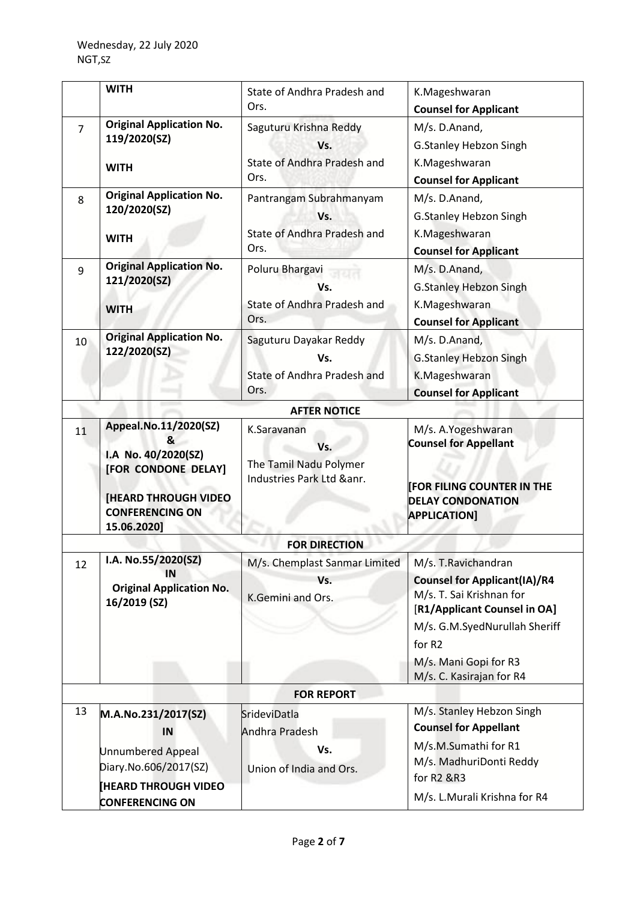| | | | |
|---|---|---|---|
| | **WITH** | State of Andhra Pradesh and Ors. | K.Mageshwaran<br>**Counsel for Applicant** |
| 7 | **Original Application No. 119/2020(SZ)**<br><br>**WITH** | Saguturu Krishna Reddy<br>**Vs.**<br>State of Andhra Pradesh and Ors. | M/s. D.Anand,<br>G.Stanley Hebzon Singh<br>K.Mageshwaran<br>**Counsel for Applicant** |
| 8 | **Original Application No. 120/2020(SZ)**<br><br>**WITH** | Pantrangam Subrahmanyam<br>**Vs.**<br>State of Andhra Pradesh and Ors. | M/s. D.Anand,<br>G.Stanley Hebzon Singh<br>K.Mageshwaran<br>**Counsel for Applicant** |
| 9 | **Original Application No. 121/2020(SZ)**<br><br>**WITH** | Poluru Bhargavi<br>**Vs.**<br>State of Andhra Pradesh and Ors. | M/s. D.Anand,<br>G.Stanley Hebzon Singh<br>K.Mageshwaran<br>**Counsel for Applicant** |
| 10 | **Original Application No. 122/2020(SZ)** | Saguturu Dayakar Reddy<br>**Vs.**<br>State of Andhra Pradesh and Ors. | M/s. D.Anand,<br>G.Stanley Hebzon Singh<br>K.Mageshwaran<br>**Counsel for Applicant** |
| | | **AFTER NOTICE** | |
| 11 | **Appeal.No.11/2020(SZ)**<br>**&**<br>**I.A No. 40/2020(SZ) [FOR CONDONE DELAY]**<br><br>**[HEARD THROUGH VIDEO CONFERENCING ON 15.06.2020]** | K.Saravanan<br>**Vs.**<br>The Tamil Nadu Polymer Industries Park Ltd &anr. | M/s. A.Yogeshwaran<br>**Counsel for Appellant**<br><br>**[FOR FILING COUNTER IN THE DELAY CONDONATION APPLICATION]** |
| | | **FOR DIRECTION** | |
| 12 | **I.A. No.55/2020(SZ)**<br>**IN**<br>**Original Application No. 16/2019 (SZ)** | M/s. Chemplast Sanmar Limited<br>**Vs.**<br>K.Gemini and Ors. | M/s. T.Ravichandran<br>**Counsel for Applicant(IA)/R4**<br>M/s. T. Sai Krishnan for [**R1/Applicant Counsel in OA]**<br>M/s. G.M.SyedNurullah Sheriff for R2<br>M/s. Mani Gopi for R3<br>M/s. C. Kasirajan for R4 |
| | | **FOR REPORT** | |
| 13 | **M.A.No.231/2017(SZ)**<br>**IN**<br>Unnumbered Appeal Diary.No.606/2017(SZ)<br>**[HEARD THROUGH VIDEO CONFERENCING ON** | SrideviDatla<br>Andhra Pradesh<br>**Vs.**<br>Union of India and Ors. | M/s. Stanley Hebzon Singh<br>**Counsel for Appellant**<br>M/s.M.Sumathi for R1<br>M/s. MadhuriDonti Reddy for R2 &R3<br>M/s. L.Murali Krishna for R4 |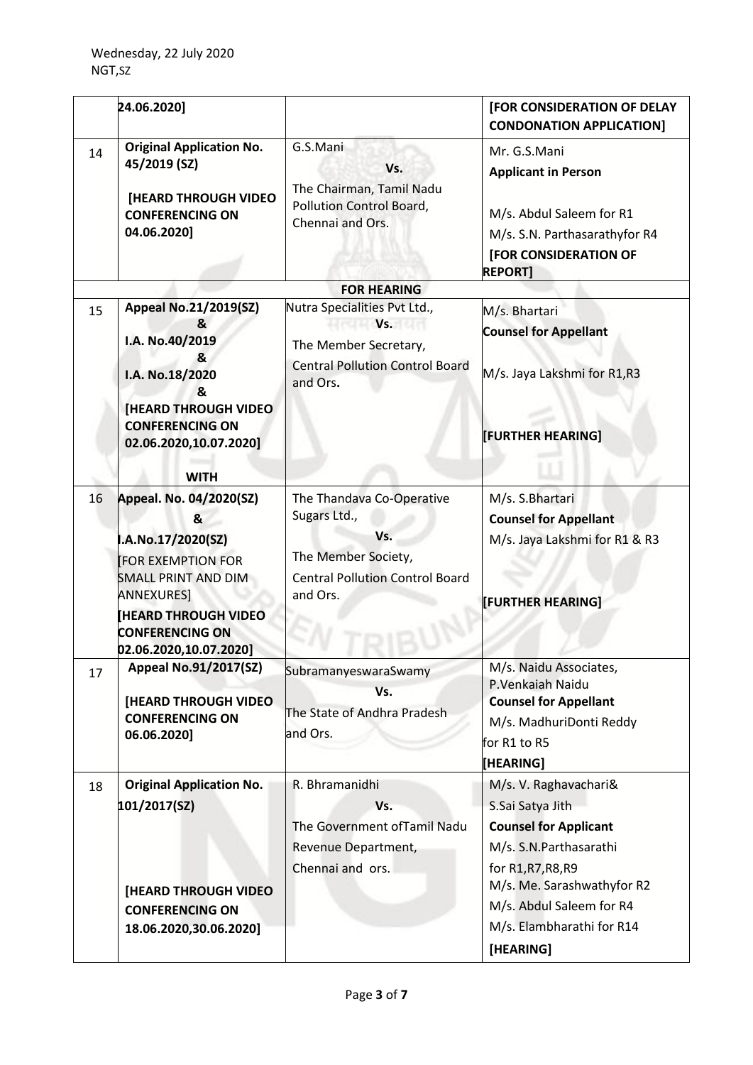Wednesday, 22 July 2020
NGT,SZ

| | | | |
|---|---|---|---|
| | 24.06.2020] | | **[FOR CONSIDERATION OF DELAY CONDONATION APPLICATION]** |
| 14 | **Original Application No. 45/2019 (SZ)**<br><br>**[HEARD THROUGH VIDEO CONFERENCING ON 04.06.2020]** | G.S.Mani<br>**Vs.**<br>The Chairman, Tamil Nadu Pollution Control Board, Chennai and Ors. | Mr. G.S.Mani<br>**Applicant in Person**<br><br>M/s. Abdul Saleem for R1<br>M/s. S.N. Parthasarathyfor R4<br>**[FOR CONSIDERATION OF REPORT]** |
| | | **FOR HEARING** | |
| 15 | **Appeal No.21/2019(SZ)**<br>**&**<br>**I.A. No.40/2019**<br>**&**<br>**I.A. No.18/2020**<br>**&**<br>**[HEARD THROUGH VIDEO CONFERENCING ON 02.06.2020,10.07.2020]**<br><br>**WITH** | Nutra Specialities Pvt Ltd.,<br>**Vs.**<br>The Member Secretary, Central Pollution Control Board and Ors**.** | M/s. Bhartari<br>**Counsel for Appellant**<br><br>M/s. Jaya Lakshmi for R1,R3<br><br>**[FURTHER HEARING]** |
| 16 | **Appeal. No. 04/2020(SZ)**<br>**&**<br>**I.A.No.17/2020(SZ)**<br>[FOR EXEMPTION FOR SMALL PRINT AND DIM ANNEXURES]<br>**[HEARD THROUGH VIDEO CONFERENCING ON 02.06.2020,10.07.2020]** | The Thandava Co-Operative Sugars Ltd.,<br>**Vs.**<br>The Member Society, Central Pollution Control Board and Ors. | M/s. S.Bhartari<br>**Counsel for Appellant**<br>M/s. Jaya Lakshmi for R1 & R3<br><br>**[FURTHER HEARING]** |
| 17 | **Appeal No.91/2017(SZ)**<br><br>**[HEARD THROUGH VIDEO CONFERENCING ON 06.06.2020]** | SubramanyeswaraSwamy<br>**Vs.**<br>The State of Andhra Pradesh and Ors. | M/s. Naidu Associates, P.Venkaiah Naidu<br>**Counsel for Appellant**<br>M/s. MadhuriDonti Reddy for R1 to R5<br>**[HEARING]** |
| 18 | **Original Application No. 101/2017(SZ)**<br><br>**[HEARD THROUGH VIDEO CONFERENCING ON 18.06.2020,30.06.2020]** | R. Bhramanidhi<br>**Vs.**<br>The Government ofTamil Nadu Revenue Department, Chennai and ors. | M/s. V. Raghavachari& S.Sai Satya Jith<br>**Counsel for Applicant**<br>M/s. S.N.Parthasarathi for R1,R7,R8,R9<br>M/s. Me. Sarashwathyfor R2<br>M/s. Abdul Saleem for R4<br>M/s. Elambharathi for R14<br>**[HEARING]** |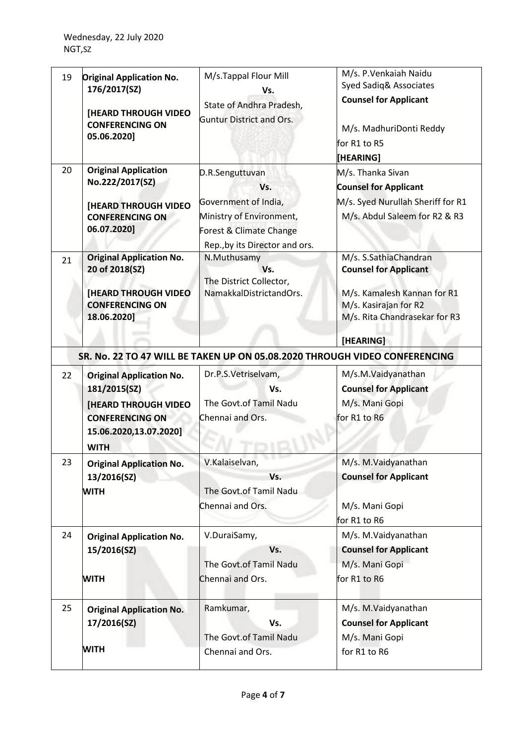| | | | |
|---|---|---|---|
| 19 | **Original Application No. 176/2017(SZ)**<br><br>**[HEARD THROUGH VIDEO CONFERENCING ON 05.06.2020]** | M/s.Tappal Flour Mill<br>**Vs.**<br>State of Andhra Pradesh, Guntur District and Ors. | M/s. P.Venkaiah Naidu<br>Syed Sadiq& Associates<br>**Counsel for Applicant**<br><br>M/s. MadhuriDonti Reddy for R1 to R5<br>**[HEARING]** |
| 20 | **Original Application No.222/2017(SZ)**<br><br>**[HEARD THROUGH VIDEO CONFERENCING ON 06.07.2020]** | D.R.Senguttuvan<br>**Vs.**<br>Government of India, Ministry of Environment, Forest & Climate Change Rep.,by its Director and ors. | M/s. Thanka Sivan<br>**Counsel for Applicant**<br>M/s. Syed Nurullah Sheriff for R1<br>M/s. Abdul Saleem for R2 & R3 |
| 21 | **Original Application No. 20 of 2018(SZ)**<br><br>**[HEARD THROUGH VIDEO CONFERENCING ON 18.06.2020]** | N.Muthusamy<br>**Vs.**<br>The District Collector, NamakkalDistrictandOrs. | M/s. S.SathiaChandran<br>**Counsel for Applicant**<br><br>M/s. Kamalesh Kannan for R1<br>M/s. Kasirajan for R2<br>M/s. Rita Chandrasekar for R3<br><br>**[HEARING]** |
| **SR. No. 22 TO 47 WILL BE TAKEN UP ON 05.08.2020 THROUGH VIDEO CONFERENCING** | | | |
| 22 | **Original Application No. 181/2015(SZ)**<br>**[HEARD THROUGH VIDEO CONFERENCING ON 15.06.2020,13.07.2020]**<br>**WITH** | Dr.P.S.Vetriselvam,<br>**Vs.**<br>The Govt.of Tamil Nadu Chennai and Ors. | M/s.M.Vaidyanathan<br>**Counsel for Applicant**<br>M/s. Mani Gopi for R1 to R6 |
| 23 | **Original Application No. 13/2016(SZ)**<br>**WITH** | V.Kalaiselvan,<br>**Vs.**<br>The Govt.of Tamil Nadu Chennai and Ors. | M/s. M.Vaidyanathan<br>**Counsel for Applicant**<br><br>M/s. Mani Gopi for R1 to R6 |
| 24 | **Original Application No. 15/2016(SZ)**<br><br>**WITH** | V.DuraiSamy,<br>**Vs.**<br>The Govt.of Tamil Nadu Chennai and Ors. | M/s. M.Vaidyanathan<br>**Counsel for Applicant**<br>M/s. Mani Gopi for R1 to R6 |
| 25 | **Original Application No. 17/2016(SZ)**<br><br>**WITH** | Ramkumar,<br>**Vs.**<br>The Govt.of Tamil Nadu Chennai and Ors. | M/s. M.Vaidyanathan<br>**Counsel for Applicant**<br>M/s. Mani Gopi for R1 to R6 |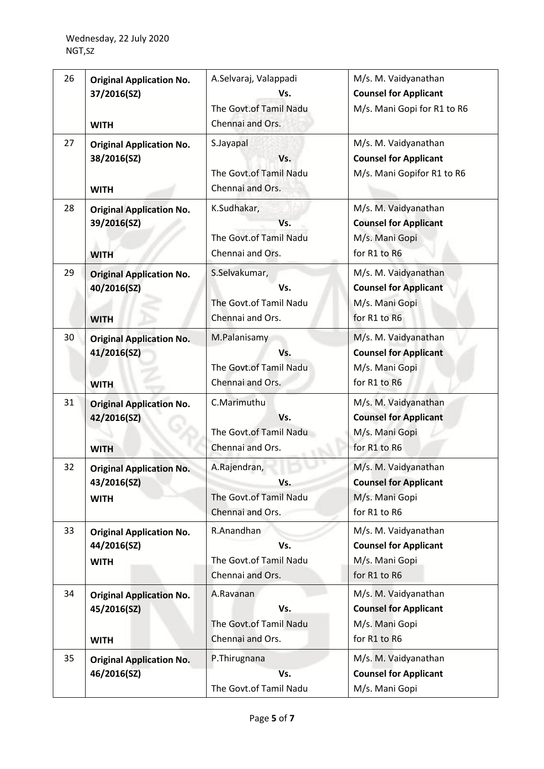| 26 | **Original Application No. 37/2016(SZ)**<br><br>**WITH** | A.Selvaraj, Valappadi<br>Vs.<br>The Govt.of Tamil Nadu<br>Chennai and Ors. | M/s. M. Vaidyanathan<br>**Counsel for Applicant**<br>M/s. Mani Gopi for R1 to R6 |
|---|---|---|---|
| 27 | **Original Application No. 38/2016(SZ)**<br><br>**WITH** | S.Jayapal<br>Vs.<br>The Govt.of Tamil Nadu<br>Chennai and Ors. | M/s. M. Vaidyanathan<br>**Counsel for Applicant**<br>M/s. Mani Gopifor R1 to R6 |
| 28 | **Original Application No. 39/2016(SZ)**<br><br>**WITH** | K.Sudhakar,<br>Vs.<br>The Govt.of Tamil Nadu<br>Chennai and Ors. | M/s. M. Vaidyanathan<br>**Counsel for Applicant**<br>M/s. Mani Gopi<br>for R1 to R6 |
| 29 | **Original Application No. 40/2016(SZ)**<br><br>**WITH** | S.Selvakumar,<br>Vs.<br>The Govt.of Tamil Nadu<br>Chennai and Ors. | M/s. M. Vaidyanathan<br>**Counsel for Applicant**<br>M/s. Mani Gopi<br>for R1 to R6 |
| 30 | **Original Application No. 41/2016(SZ)**<br><br>**WITH** | M.Palanisamy<br>Vs.<br>The Govt.of Tamil Nadu<br>Chennai and Ors. | M/s. M. Vaidyanathan<br>**Counsel for Applicant**<br>M/s. Mani Gopi<br>for R1 to R6 |
| 31 | **Original Application No. 42/2016(SZ)**<br><br>**WITH** | C.Marimuthu<br>Vs.<br>The Govt.of Tamil Nadu<br>Chennai and Ors. | M/s. M. Vaidyanathan<br>**Counsel for Applicant**<br>M/s. Mani Gopi<br>for R1 to R6 |
| 32 | **Original Application No. 43/2016(SZ)**<br>**WITH** | A.Rajendran,<br>Vs.<br>The Govt.of Tamil Nadu<br>Chennai and Ors. | M/s. M. Vaidyanathan<br>**Counsel for Applicant**<br>M/s. Mani Gopi<br>for R1 to R6 |
| 33 | **Original Application No. 44/2016(SZ)**<br>**WITH** | R.Anandhan<br>Vs.<br>The Govt.of Tamil Nadu<br>Chennai and Ors. | M/s. M. Vaidyanathan<br>**Counsel for Applicant**<br>M/s. Mani Gopi<br>for R1 to R6 |
| 34 | **Original Application No. 45/2016(SZ)**<br><br>**WITH** | A.Ravanan<br>Vs.<br>The Govt.of Tamil Nadu<br>Chennai and Ors. | M/s. M. Vaidyanathan<br>**Counsel for Applicant**<br>M/s. Mani Gopi<br>for R1 to R6 |
| 35 | **Original Application No. 46/2016(SZ)** | P.Thirugnana<br>Vs.<br>The Govt.of Tamil Nadu | M/s. M. Vaidyanathan<br>**Counsel for Applicant**<br>M/s. Mani Gopi |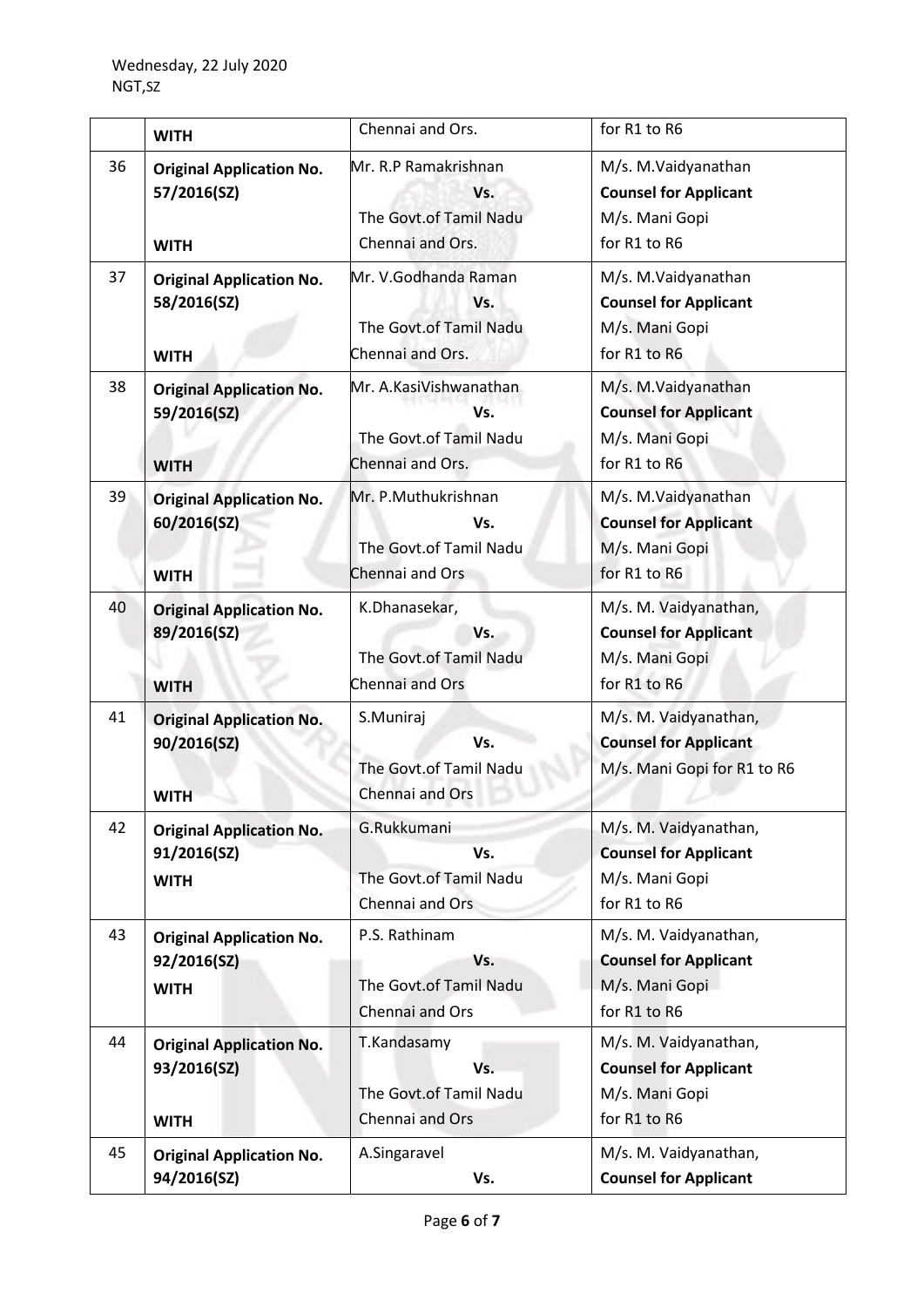Wednesday, 22 July 2020
NGT,SZ

| | | | |
|---|---|---|---|
| | **WITH** | Chennai and Ors. | for R1 to R6 |
| 36 | **Original Application No. 57/2016(SZ)**<br><br>**WITH** | Mr. R.P Ramakrishnan<br>**Vs.**<br>The Govt.of Tamil Nadu Chennai and Ors. | M/s. M.Vaidyanathan<br>**Counsel for Applicant**<br>M/s. Mani Gopi<br>for R1 to R6 |
| 37 | **Original Application No. 58/2016(SZ)**<br><br>**WITH** | Mr. V.Godhanda Raman<br>**Vs.**<br>The Govt.of Tamil Nadu Chennai and Ors. | M/s. M.Vaidyanathan<br>**Counsel for Applicant**<br>M/s. Mani Gopi<br>for R1 to R6 |
| 38 | **Original Application No. 59/2016(SZ)**<br><br>**WITH** | Mr. A.KasiVishwanathan<br>**Vs.**<br>The Govt.of Tamil Nadu Chennai and Ors. | M/s. M.Vaidyanathan<br>**Counsel for Applicant**<br>M/s. Mani Gopi<br>for R1 to R6 |
| 39 | **Original Application No. 60/2016(SZ)**<br><br>**WITH** | Mr. P.Muthukrishnan<br>**Vs.**<br>The Govt.of Tamil Nadu Chennai and Ors | M/s. M.Vaidyanathan<br>**Counsel for Applicant**<br>M/s. Mani Gopi<br>for R1 to R6 |
| 40 | **Original Application No. 89/2016(SZ)**<br><br>**WITH** | K.Dhanasekar,<br>**Vs.**<br>The Govt.of Tamil Nadu Chennai and Ors | M/s. M. Vaidyanathan,<br>**Counsel for Applicant**<br>M/s. Mani Gopi<br>for R1 to R6 |
| 41 | **Original Application No. 90/2016(SZ)**<br><br>**WITH** | S.Muniraj<br>**Vs.**<br>The Govt.of Tamil Nadu Chennai and Ors | M/s. M. Vaidyanathan,<br>**Counsel for Applicant**<br>M/s. Mani Gopi for R1 to R6 |
| 42 | **Original Application No. 91/2016(SZ)**<br>**WITH** | G.Rukkumani<br>**Vs.**<br>The Govt.of Tamil Nadu Chennai and Ors | M/s. M. Vaidyanathan,<br>**Counsel for Applicant**<br>M/s. Mani Gopi<br>for R1 to R6 |
| 43 | **Original Application No. 92/2016(SZ)**<br>**WITH** | P.S. Rathinam<br>**Vs.**<br>The Govt.of Tamil Nadu Chennai and Ors | M/s. M. Vaidyanathan,<br>**Counsel for Applicant**<br>M/s. Mani Gopi<br>for R1 to R6 |
| 44 | **Original Application No. 93/2016(SZ)**<br><br>**WITH** | T.Kandasamy<br>**Vs.**<br>The Govt.of Tamil Nadu Chennai and Ors | M/s. M. Vaidyanathan,<br>**Counsel for Applicant**<br>M/s. Mani Gopi<br>for R1 to R6 |
| 45 | **Original Application No. 94/2016(SZ)** | A.Singaravel<br>**Vs.** | M/s. M. Vaidyanathan,<br>**Counsel for Applicant** |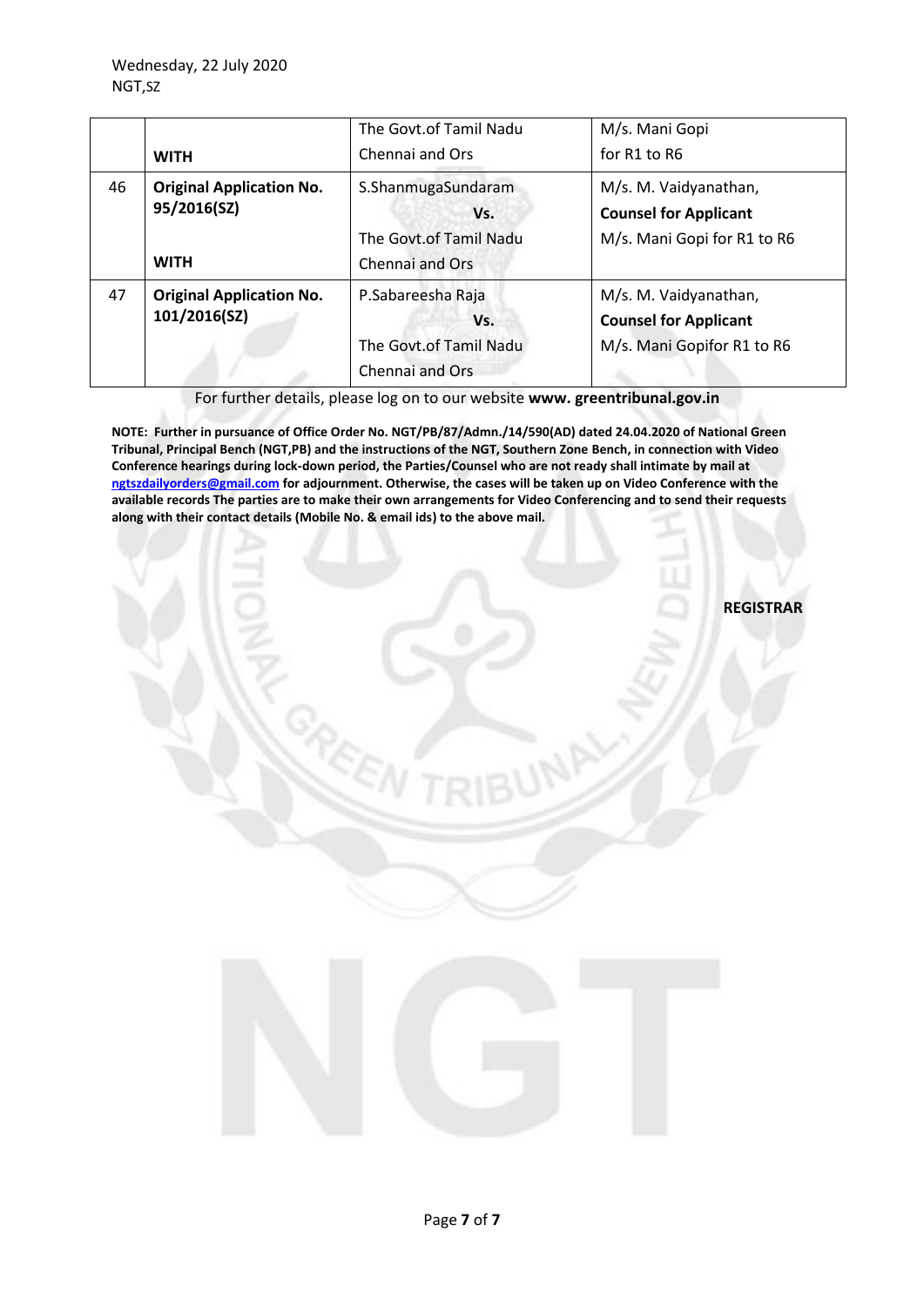Wednesday, 22 July 2020
NGT,SZ

| | | | |
|---|---|---|---|
| | **WITH** | The Govt.of Tamil Nadu Chennai and Ors | M/s. Mani Gopi for R1 to R6 |
| 46 | **Original Application No. 95/2016(SZ)** **WITH** | S.ShanmugaSundaram **Vs.** The Govt.of Tamil Nadu Chennai and Ors | M/s. M. Vaidyanathan, **Counsel for Applicant** M/s. Mani Gopi for R1 to R6 |
| 47 | **Original Application No. 101/2016(SZ)** | P.Sabareesha Raja **Vs.** The Govt.of Tamil Nadu Chennai and Ors | M/s. M. Vaidyanathan, **Counsel for Applicant** M/s. Mani Gopifor R1 to R6 |

For further details, please log on to our website **www. greentribunal.gov.in**

**NOTE: Further in pursuance of Office Order No. NGT/PB/87/Admn./14/590(AD) dated 24.04.2020 of National Green Tribunal, Principal Bench (NGT,PB) and the instructions of the NGT, Southern Zone Bench, in connection with Video Conference hearings during lock-down period, the Parties/Counsel who are not ready shall intimate by mail at ngtszdailyorders@gmail.com for adjournment. Otherwise, the cases will be taken up on Video Conference with the available records The parties are to make their own arrangements for Video Conferencing and to send their requests along with their contact details (Mobile No. & email ids) to the above mail.**

**REGISTRAR**